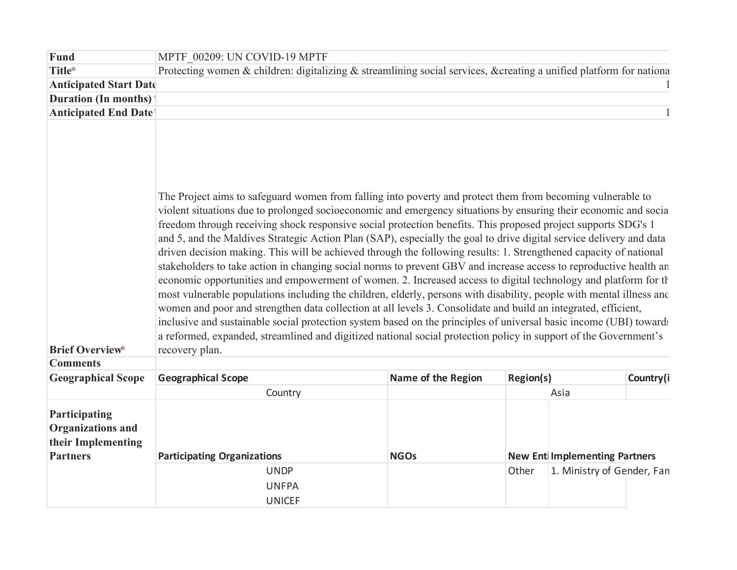| Fund | MPTF_00209: UN COVID-19 MPTF | | | |
|---|---|---|---|---|
| Title* | Protecting women & children: digitalizing & streamlining social services, &creating a unified platform for nationa | | | |
| Anticipated Start Date | 1 | | | |
| Duration (In months) | | | | |
| Anticipated End Date | 1 | | | |
| Brief Overview* | The Project aims to safeguard women from falling into poverty and protect them from becoming vulnerable to violent situations due to prolonged socioeconomic and emergency situations by ensuring their economic and socia freedom through receiving shock responsive social protection benefits. This proposed project supports SDG's 1 and 5, and the Maldives Strategic Action Plan (SAP), especially the goal to drive digital service delivery and data driven decision making. This will be achieved through the following results: 1. Strengthened capacity of national stakeholders to take action in changing social norms to prevent GBV and increase access to reproductive health an economic opportunities and empowerment of women. 2. Increased access to digital technology and platform for th most vulnerable populations including the children, elderly, persons with disability, people with mental illness and women and poor and strengthen data collection at all levels 3. Consolidate and build an integrated, efficient, inclusive and sustainable social protection system based on the principles of universal basic income (UBI) towards a reformed, expanded, streamlined and digitized national social protection policy in support of the Government's recovery plan. | | | |
| Comments | | | | |
| Geographical Scope | **Geographical Scope** | **Name of the Region** | **Region(s)** | **Country(i** |
| | Country | | Asia | |
| Participating Organizations and their Implementing Partners | **Participating Organizations** | **NGOs** | **New Enti** | **Implementing Partners** |
| | UNDP<br>UNFPA<br>UNICEF | | Other | 1. Ministry of Gender, Fan |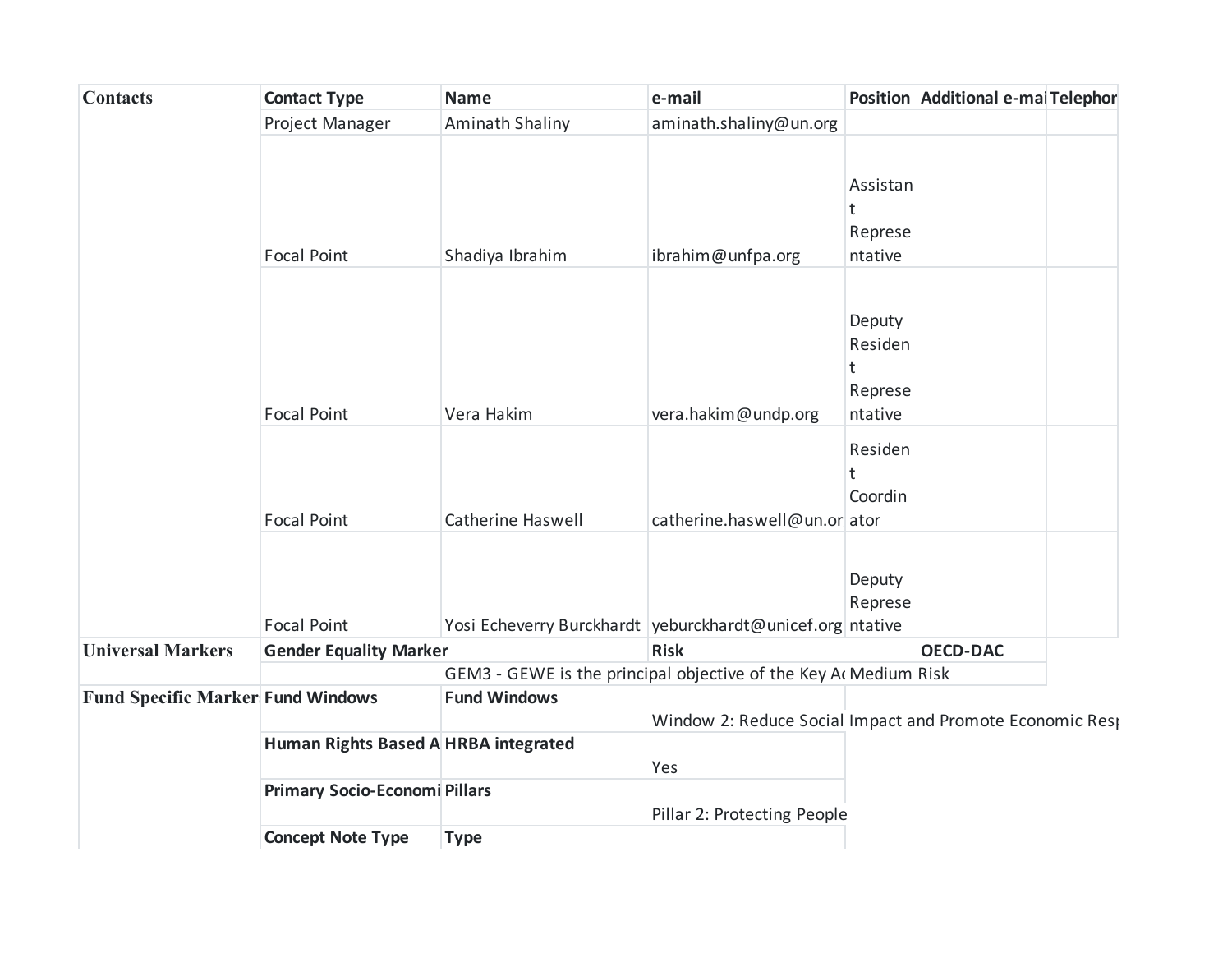| Contacts | Contact Type | Name | e-mail | Position | Additional e-mai | Telephor |
|---|---|---|---|---|---|---|
| | Project Manager | Aminath Shaliny | aminath.shaliny@un.org | | | |
| | Focal Point | Shadiya Ibrahim | ibrahim@unfpa.org | Assistant Representative | | |
| | Focal Point | Vera Hakim | vera.hakim@undp.org | Deputy Resident Representative | | |
| | Focal Point | Catherine Haswell | catherine.haswell@un.or | Resident Coordinator | | |
| | Focal Point | Yosi Echeverry Burckhardt | yeburckhardt@unicef.org | Deputy Representative | | |
| Universal Markers | Gender Equality Marker | | Risk | | OECD-DAC | |
| | | GEM3 - GEWE is the principal objective of the Key A | | Medium Risk | | |
| Fund Specific Marker | Fund Windows | Fund Windows | | | | |
| | | | Window 2: Reduce Social Impact and Promote Economic Res | | | |
| | Human Rights Based A | HRBA integrated | | | | |
| | | | Yes | | | |
| | Primary Socio-Economi | Pillars | | | | |
| | | | Pillar 2: Protecting People | | | |
| | Concept Note Type | Type | | | | |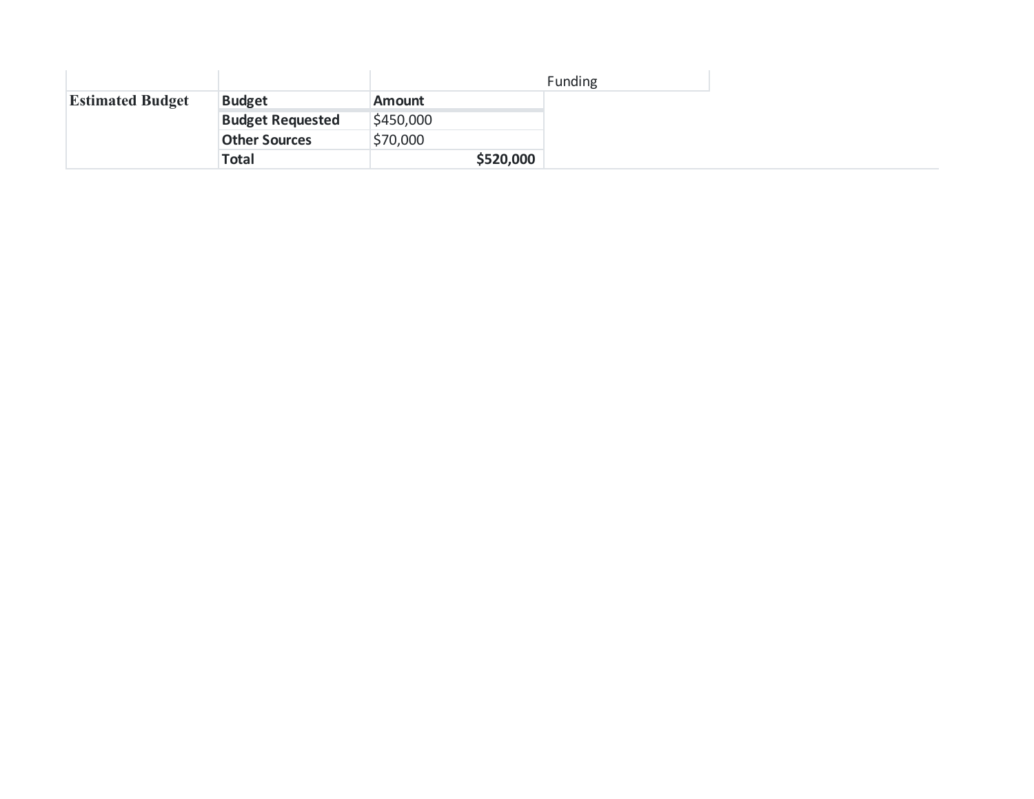| | | Funding | |
|---|---|---|---|
| **Estimated Budget** | **Budget** | **Amount** | |
| | **Budget Requested** | $450,000 | |
| | **Other Sources** | $70,000 | |
| | **Total** | **$520,000** | |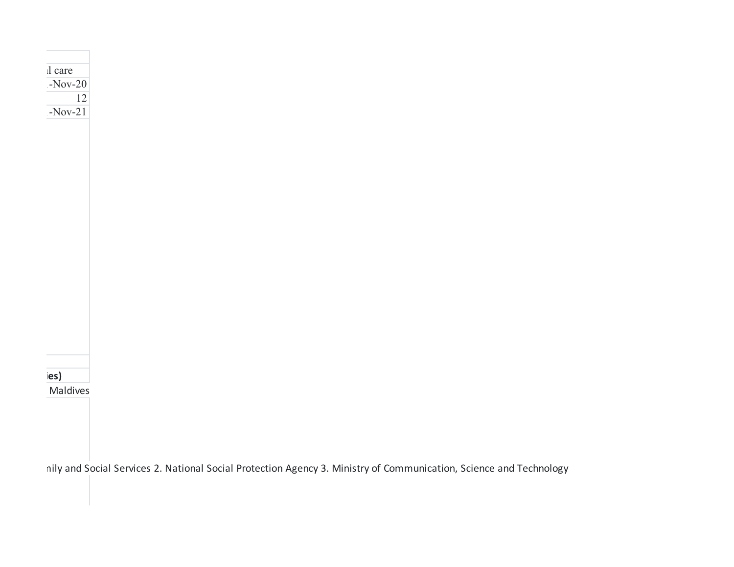| |
|---|
| l care |
| -Nov-20 |
| 12 |
| -Nov-21 |

| |
|---|
| **ies)** |
| Maldives |

nily and Social Services 2. National Social Protection Agency 3. Ministry of Communication, Science and Technology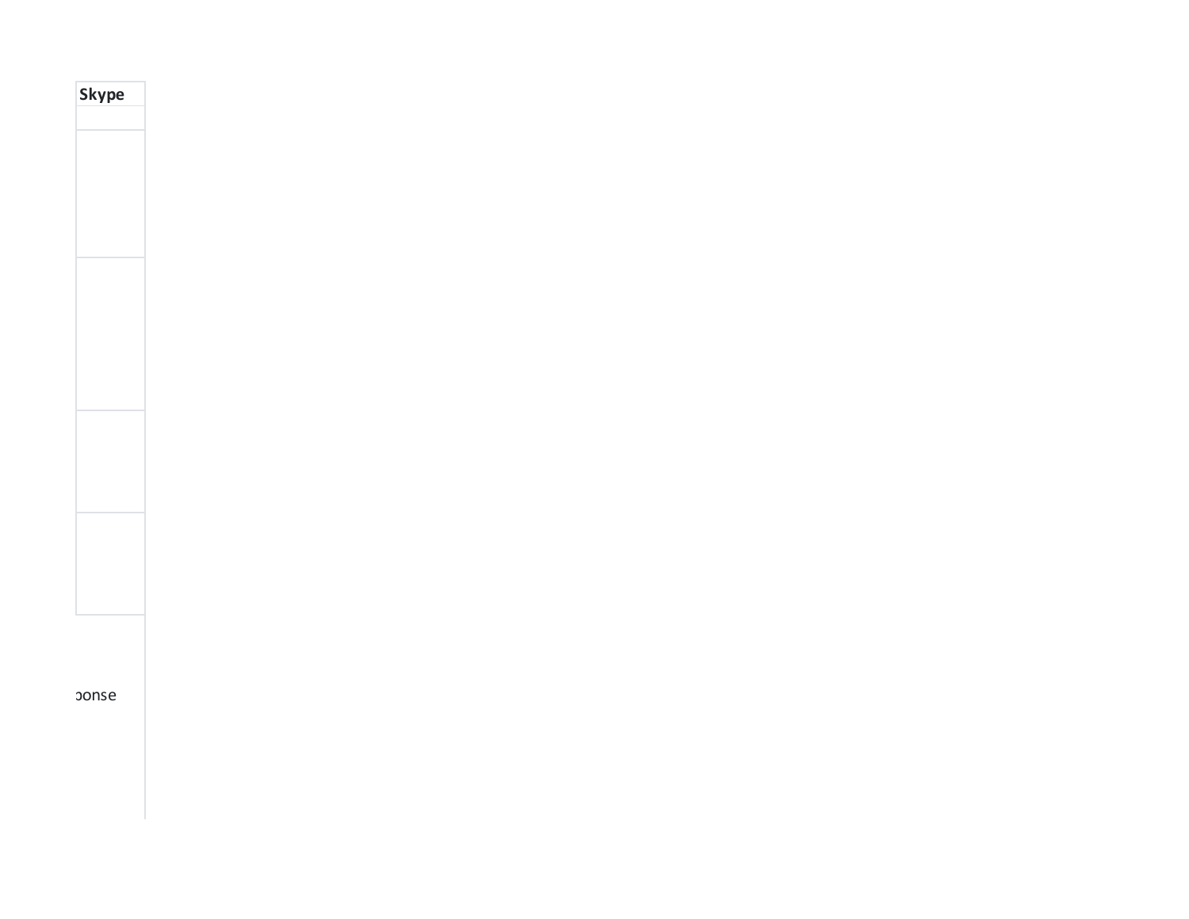| Skype |
| --- |
| |
| |
| |
| |
| |

ponse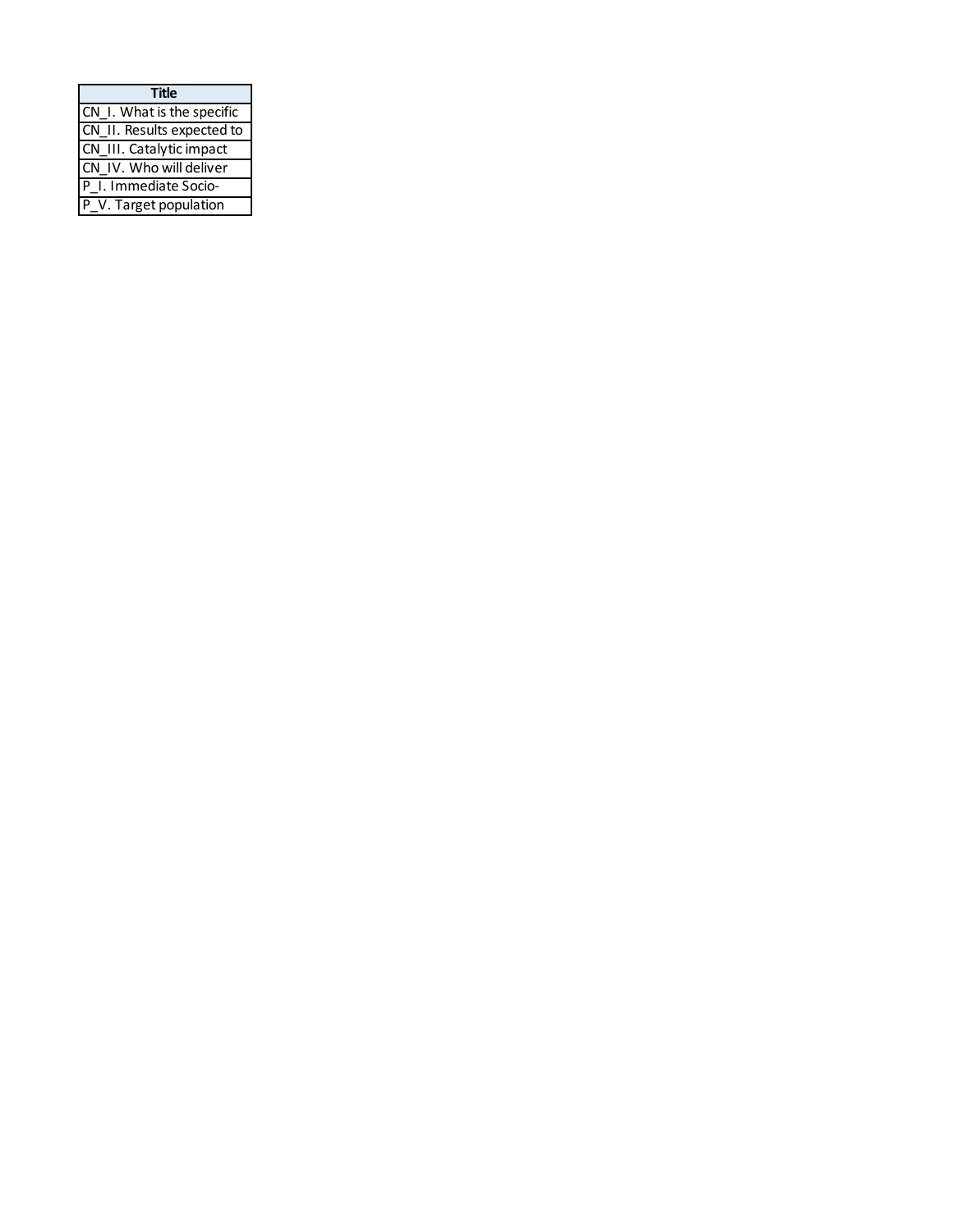| Title |
|---|
| CN_I. What is the specific |
| CN_II. Results expected to |
| CN_III. Catalytic impact |
| CN_IV. Who will deliver |
| P_I. Immediate Socio- |
| P_V. Target population |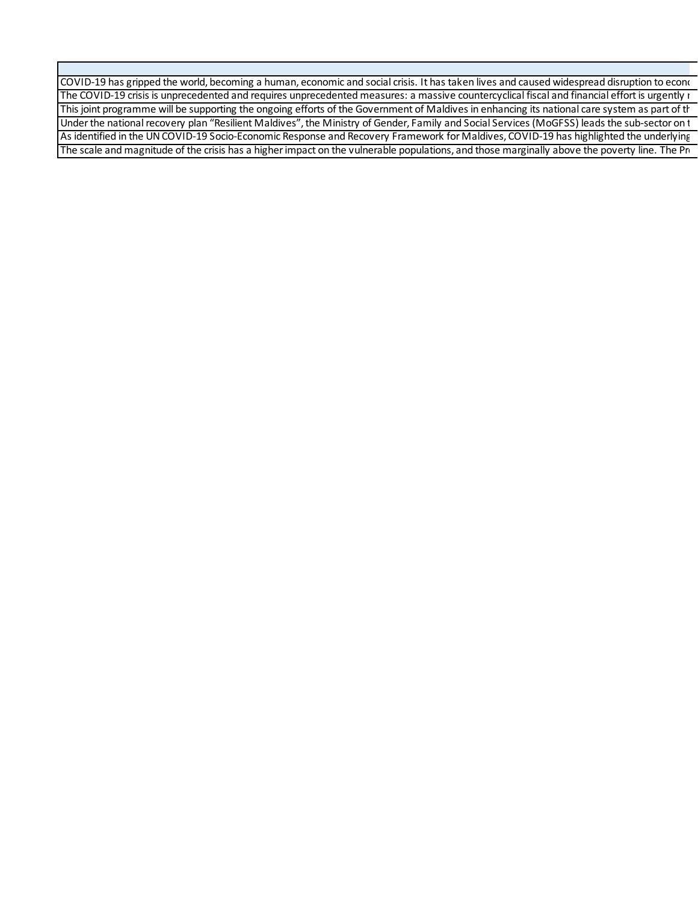| |
|---|
| COVID-19 has gripped the world, becoming a human, economic and social crisis. It has taken lives and caused widespread disruption to econ |
| The COVID-19 crisis is unprecedented and requires unprecedented measures: a massive countercyclical fiscal and financial effort is urgently r |
| This joint programme will be supporting the ongoing efforts of the Government of Maldives in enhancing its national care system as part of th |
| Under the national recovery plan "Resilient Maldives", the Ministry of Gender, Family and Social Services (MoGFSS) leads the sub-sector on t |
| As identified in the UN COVID-19 Socio-Economic Response and Recovery Framework for Maldives, COVID-19 has highlighted the underlying |
| The scale and magnitude of the crisis has a higher impact on the vulnerable populations, and those marginally above the poverty line. The Pr |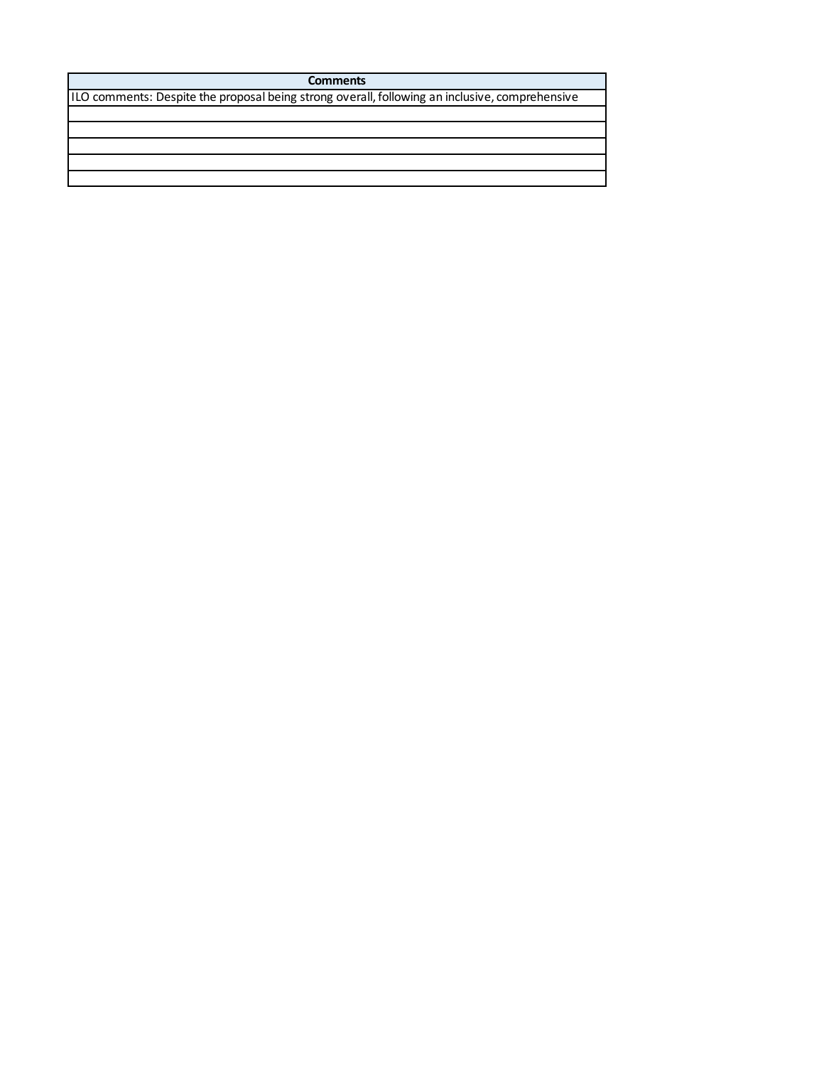| Comments |
| --- |
| ILO comments: Despite the proposal being strong overall, following an inclusive, comprehensive |
| |
| |
| |
| |
| |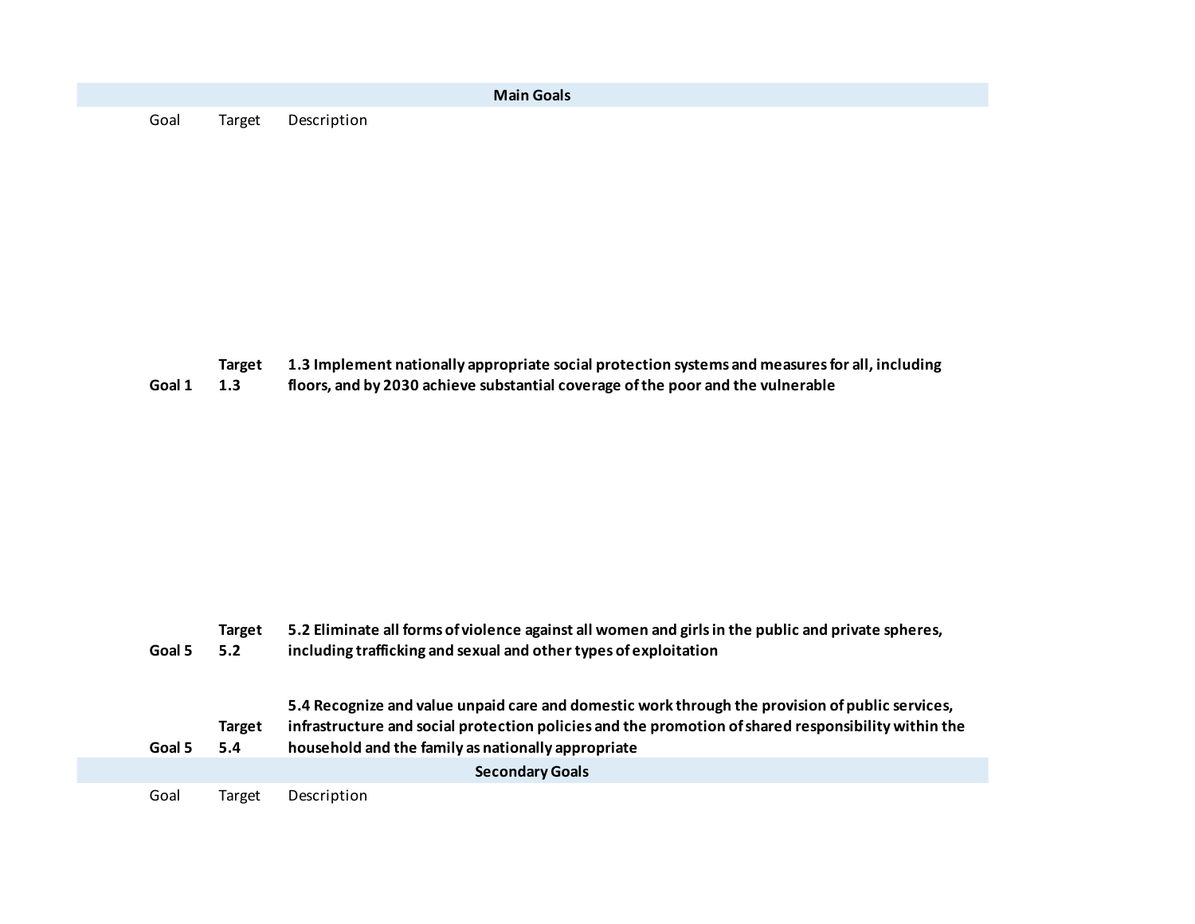| Main Goals | | |
|---|---|---|
| Goal | Target | Description |
| **Goal 1** | **Target 1.3** | **1.3 Implement nationally appropriate social protection systems and measures for all, including floors, and by 2030 achieve substantial coverage of the poor and the vulnerable** |
| **Goal 5** | **Target 5.2** | **5.2 Eliminate all forms of violence against all women and girls in the public and private spheres, including trafficking and sexual and other types of exploitation** |
| **Goal 5** | **Target 5.4** | **5.4 Recognize and value unpaid care and domestic work through the provision of public services, infrastructure and social protection policies and the promotion of shared responsibility within the household and the family as nationally appropriate** |

| Secondary Goals | | |
|---|---|---|
| Goal | Target | Description |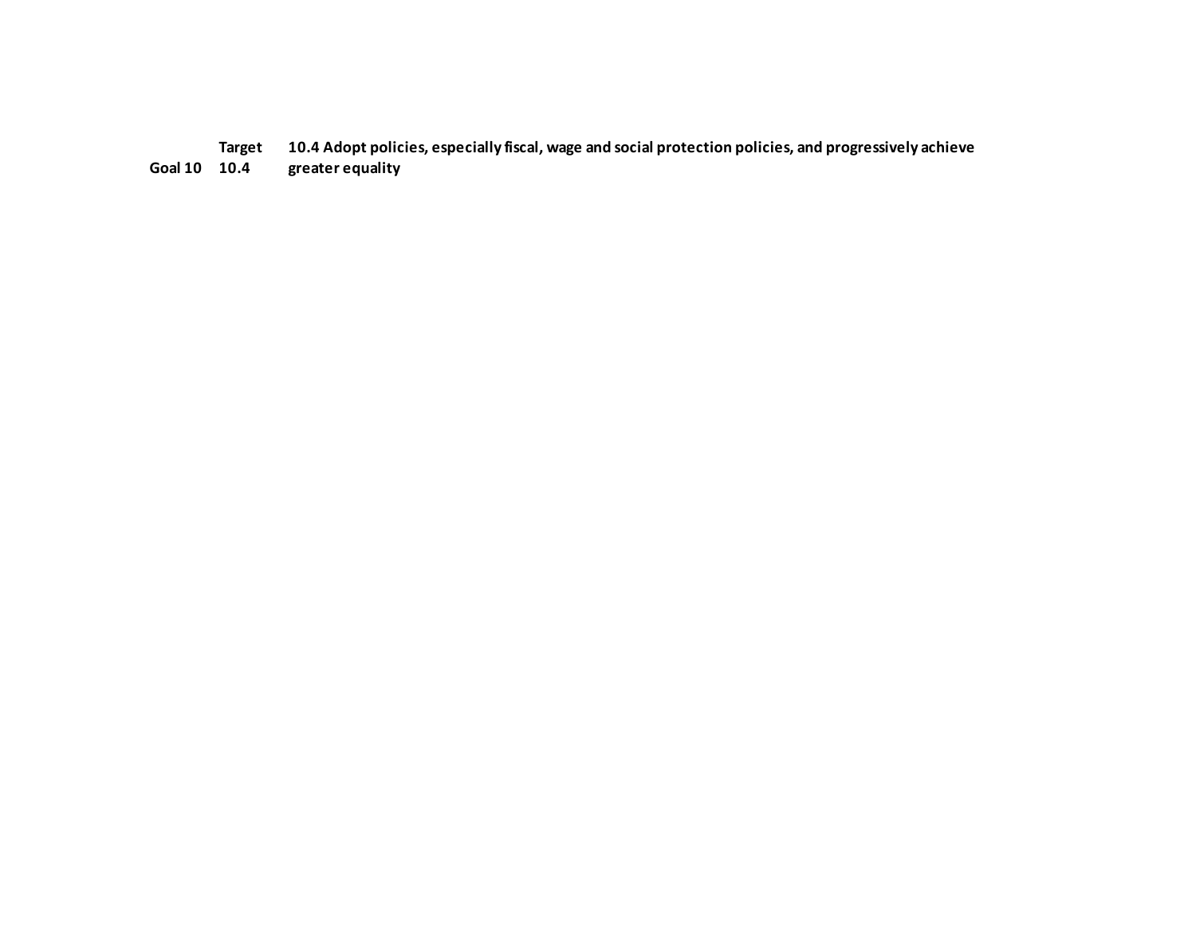| | | |
|---|---|---|
| **Goal 10** | **Target 10.4** | **10.4 Adopt policies, especially fiscal, wage and social protection policies, and progressively achieve greater equality** |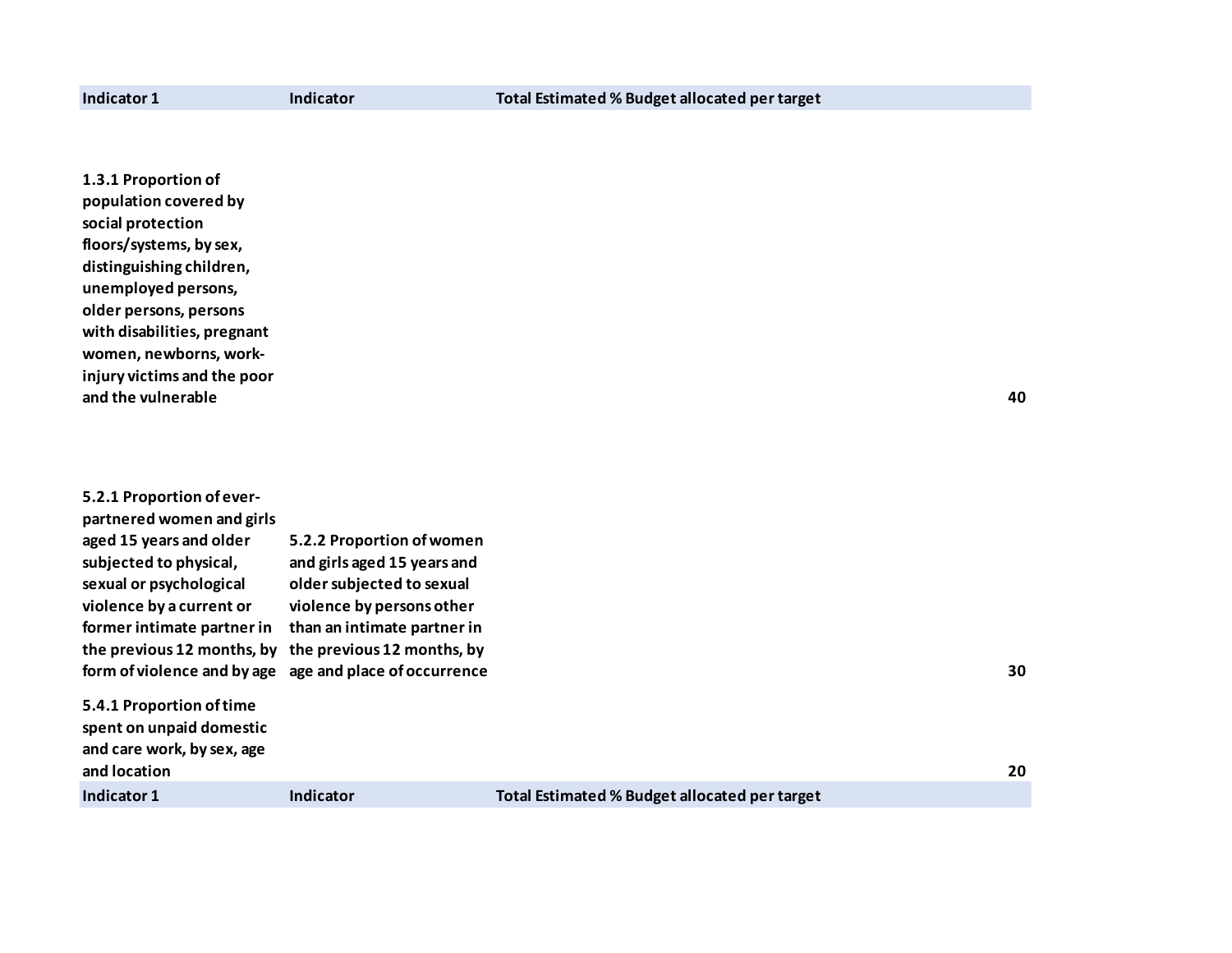| Indicator 1 | Indicator | Total Estimated % Budget allocated per target |
| --- | --- | --- |
| 1.3.1 Proportion of population covered by social protection floors/systems, by sex, distinguishing children, unemployed persons, older persons, persons with disabilities, pregnant women, newborns, work-injury victims and the poor and the vulnerable | | 40 |
| 5.2.1 Proportion of ever-partnered women and girls aged 15 years and older subjected to physical, sexual or psychological violence by a current or former intimate partner in the previous 12 months, by form of violence and by age | 5.2.2 Proportion of women and girls aged 15 years and older subjected to sexual violence by persons other than an intimate partner in the previous 12 months, by age and place of occurrence | 30 |
| 5.4.1 Proportion of time spent on unpaid domestic and care work, by sex, age and location | | 20 |
| Indicator 1 | Indicator | Total Estimated % Budget allocated per target |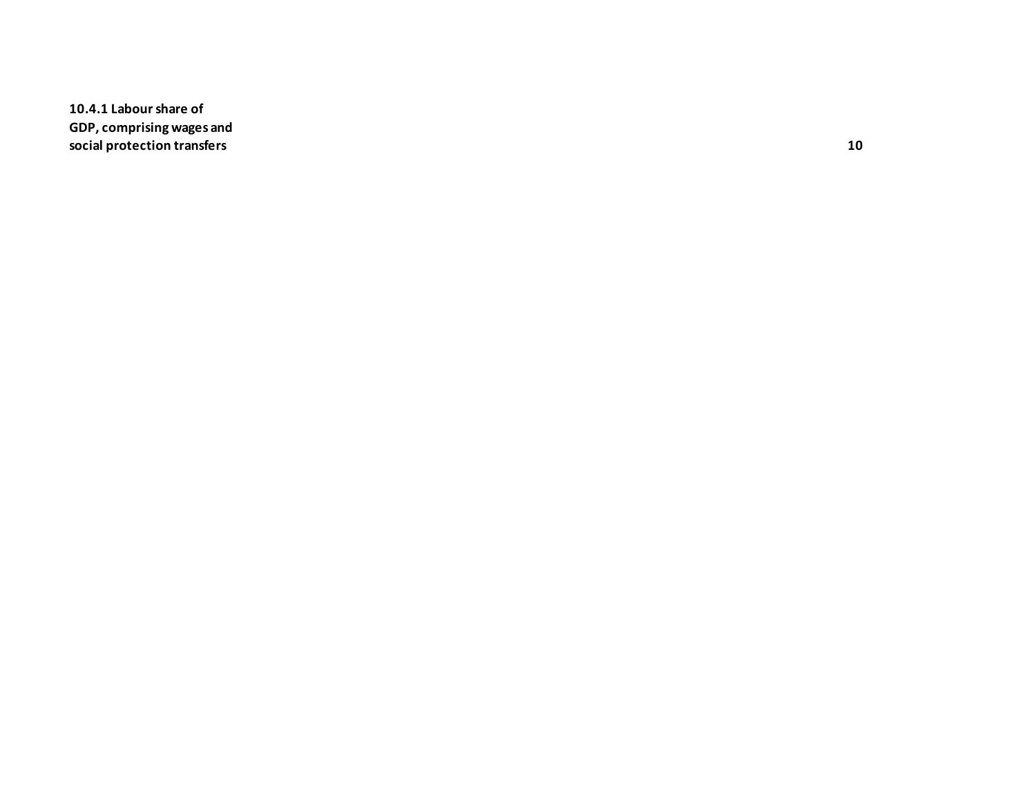| | |
|---|---|
| **10.4.1 Labour share of GDP, comprising wages and social protection transfers** | **10** |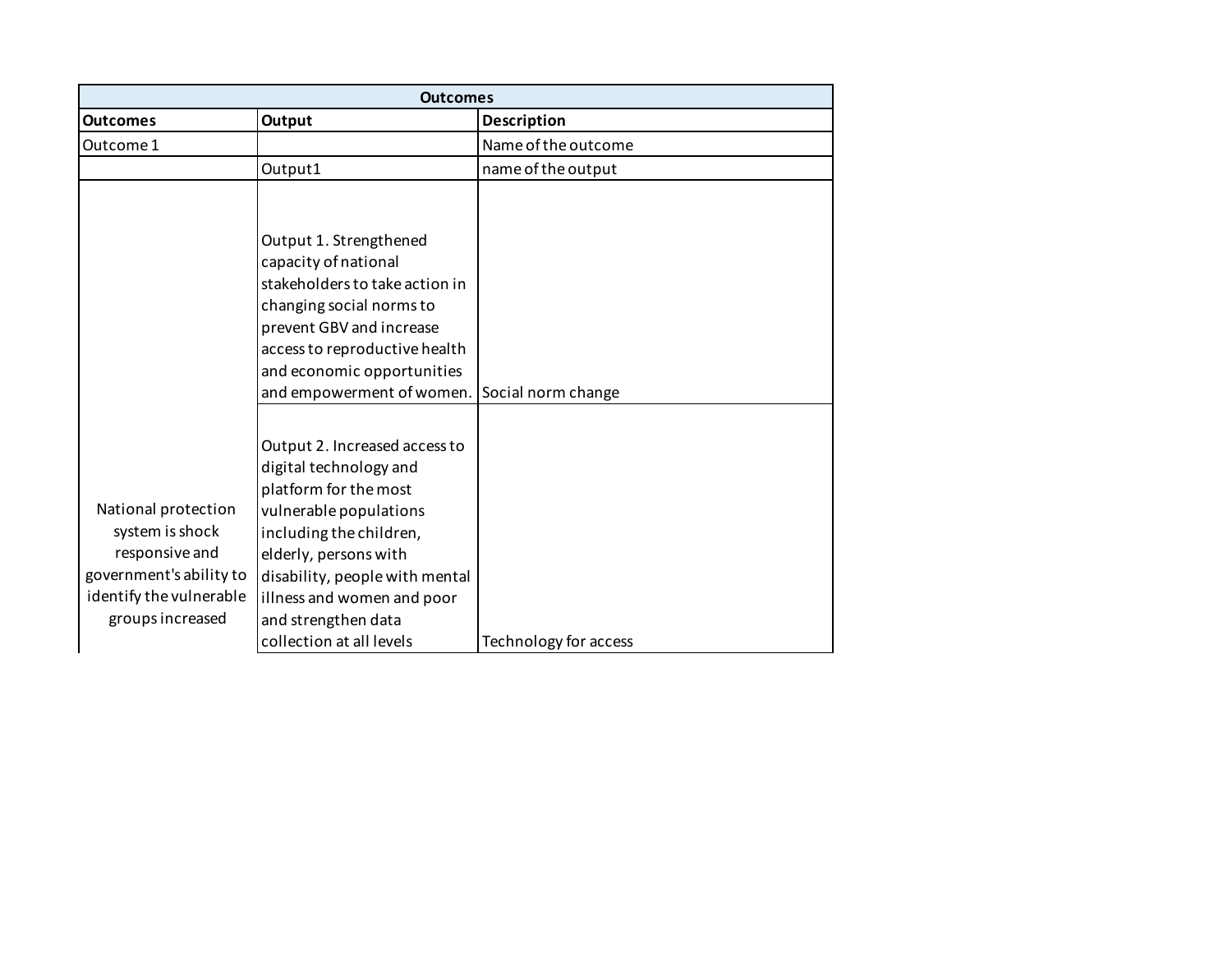| Outcomes | | |
|---|---|---|
| **Outcomes** | **Output** | **Description** |
| Outcome 1 | | Name of the outcome |
| | Output1 | name of the output |
| National protection system is shock responsive and government's ability to identify the vulnerable groups increased | Output 1. Strengthened capacity of national stakeholders to take action in changing social norms to prevent GBV and increase access to reproductive health and economic opportunities and empowerment of women. | Social norm change |
| | Output 2. Increased access to digital technology and platform for the most vulnerable populations including the children, elderly, persons with disability, people with mental illness and women and poor and strengthen data collection at all levels | Technology for access |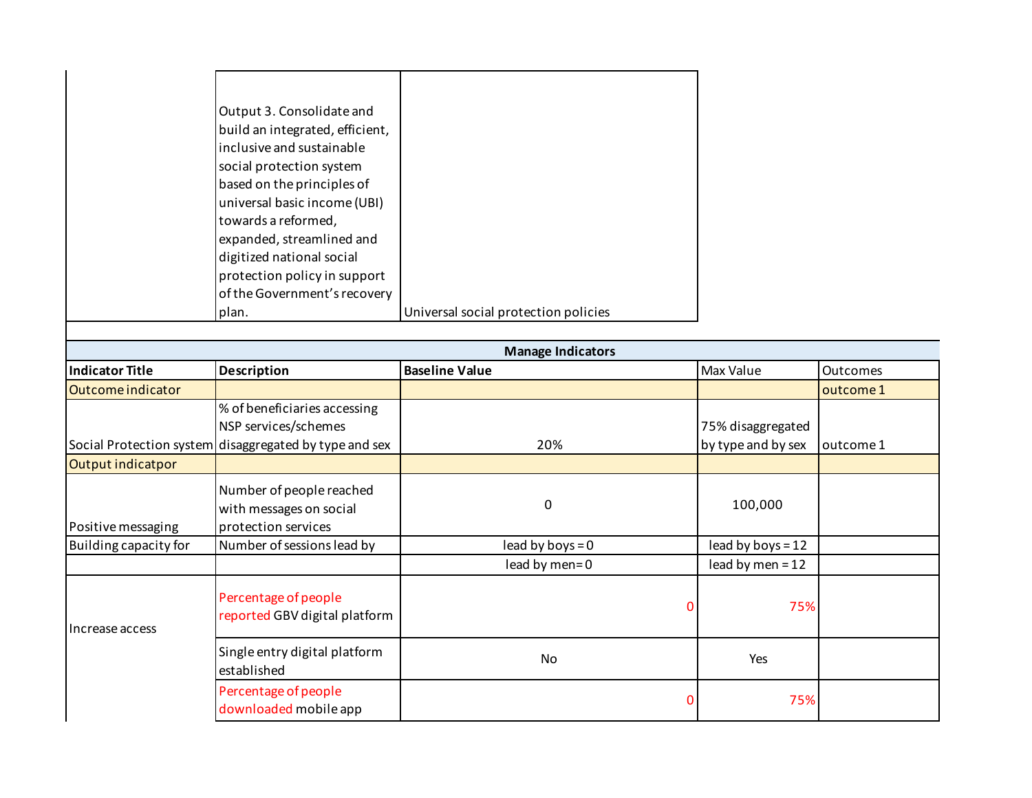| | Output 3. Consolidate and build an integrated, efficient, inclusive and sustainable social protection system based on the principles of universal basic income (UBI) towards a reformed, expanded, streamlined and digitized national social protection policy in support of the Government's recovery plan. | Universal social protection policies | | |
|---|---|---|---|---|

| Manage Indicators | | | | |
|---|---|---|---|---|
| **Indicator Title** | **Description** | **Baseline Value** | Max Value | Outcomes |
| Outcome indicator | | | | outcome 1 |
| Social Protection system | % of beneficiaries accessing NSP services/schemes disaggregated by type and sex | 20% | 75% disaggregated by type and by sex | outcome 1 |
| Output indicatpor | | | | |
| Positive messaging | Number of people reached with messages on social protection services | 0 | 100,000 | |
| Building capacity for | Number of sessions lead by | lead by boys = 0 | lead by boys = 12 | |
| | | lead by men= 0 | lead by men = 12 | |
| Increase access | Percentage of people reported GBV digital platform | 0 | 75% | |
| | Single entry digital platform established | No | Yes | |
| | Percentage of people downloaded mobile app | 0 | 75% | |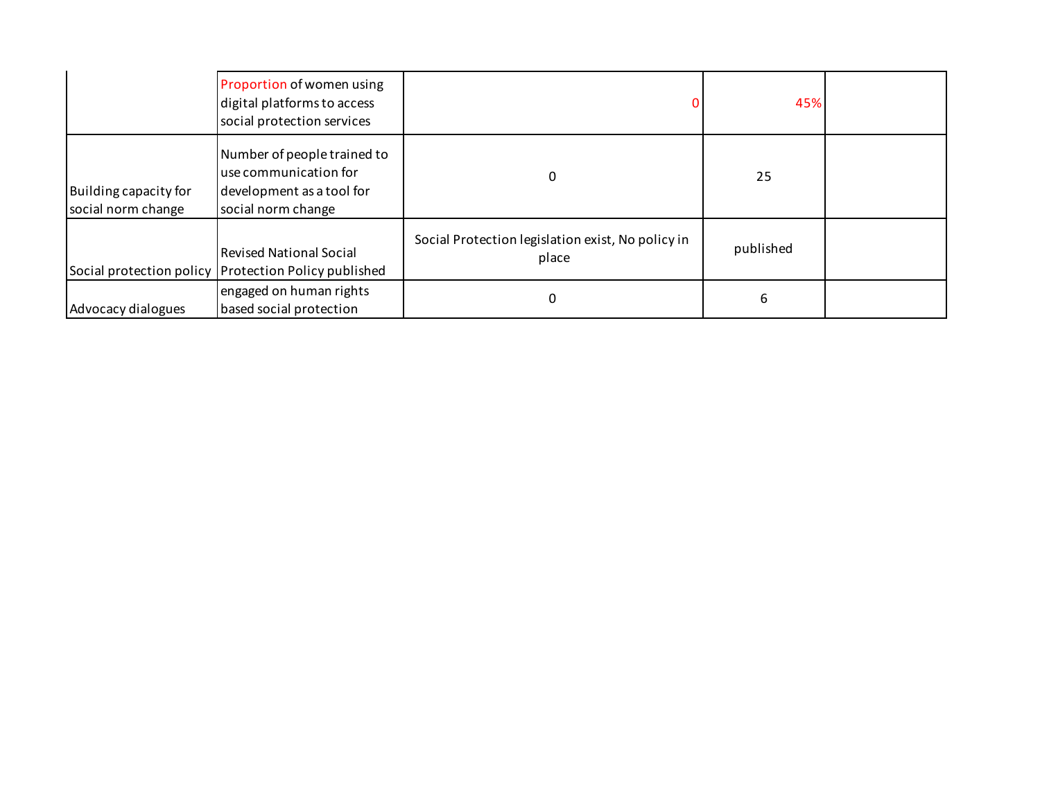| | | | | |
|---|---|---|---|---|
| | Proportion of women using digital platforms to access social protection services | 0 | 45% | |
| Building capacity for social norm change | Number of people trained to use communication for development as a tool for social norm change | 0 | 25 | |
| Social protection policy | Revised National Social Protection Policy published | Social Protection legislation exist, No policy in place | published | |
| Advocacy dialogues | engaged on human rights based social protection | 0 | 6 | |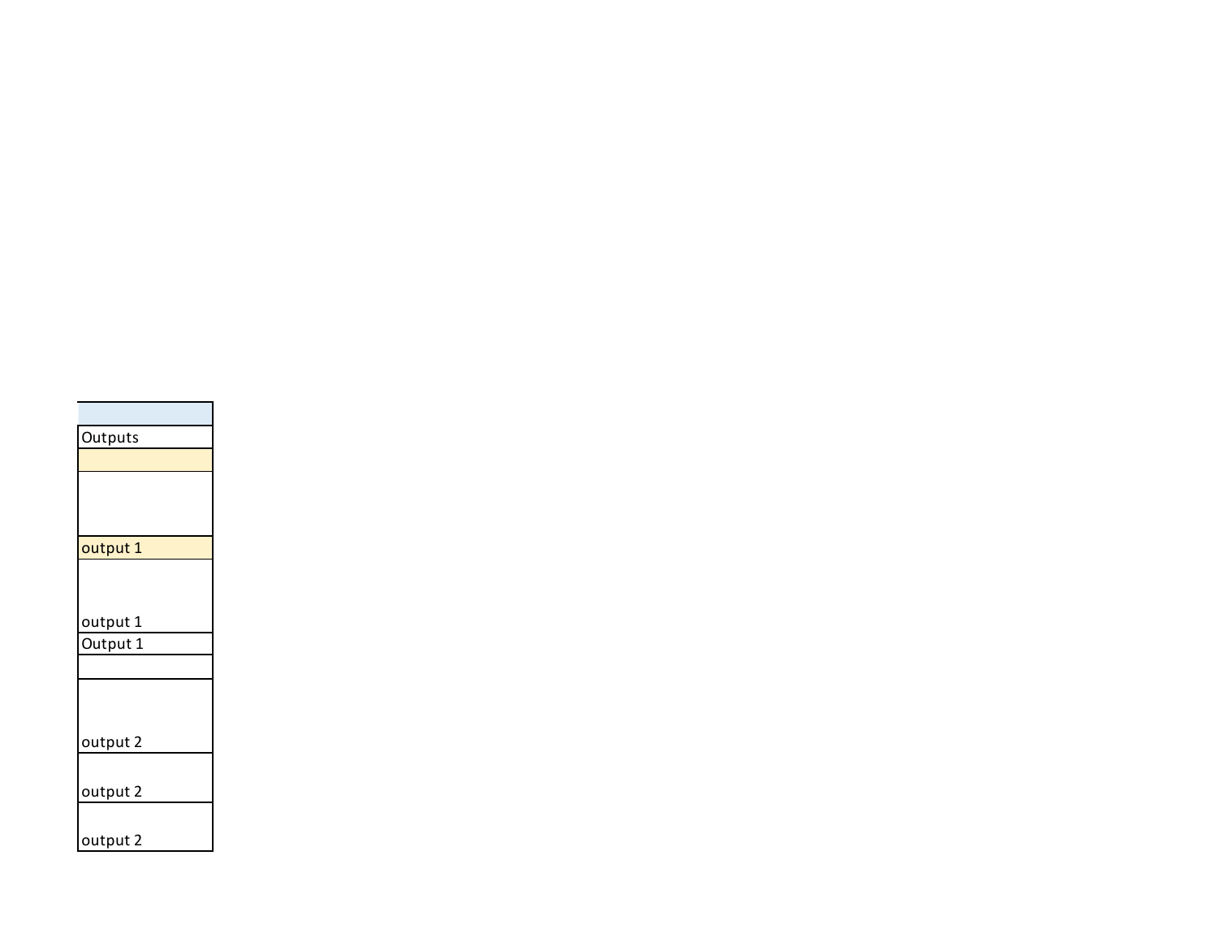| |
|---|
| Outputs |
| |
| |
| output 1 |
| output 1 |
| Output 1 |
| |
| output 2 |
| output 2 |
| output 2 |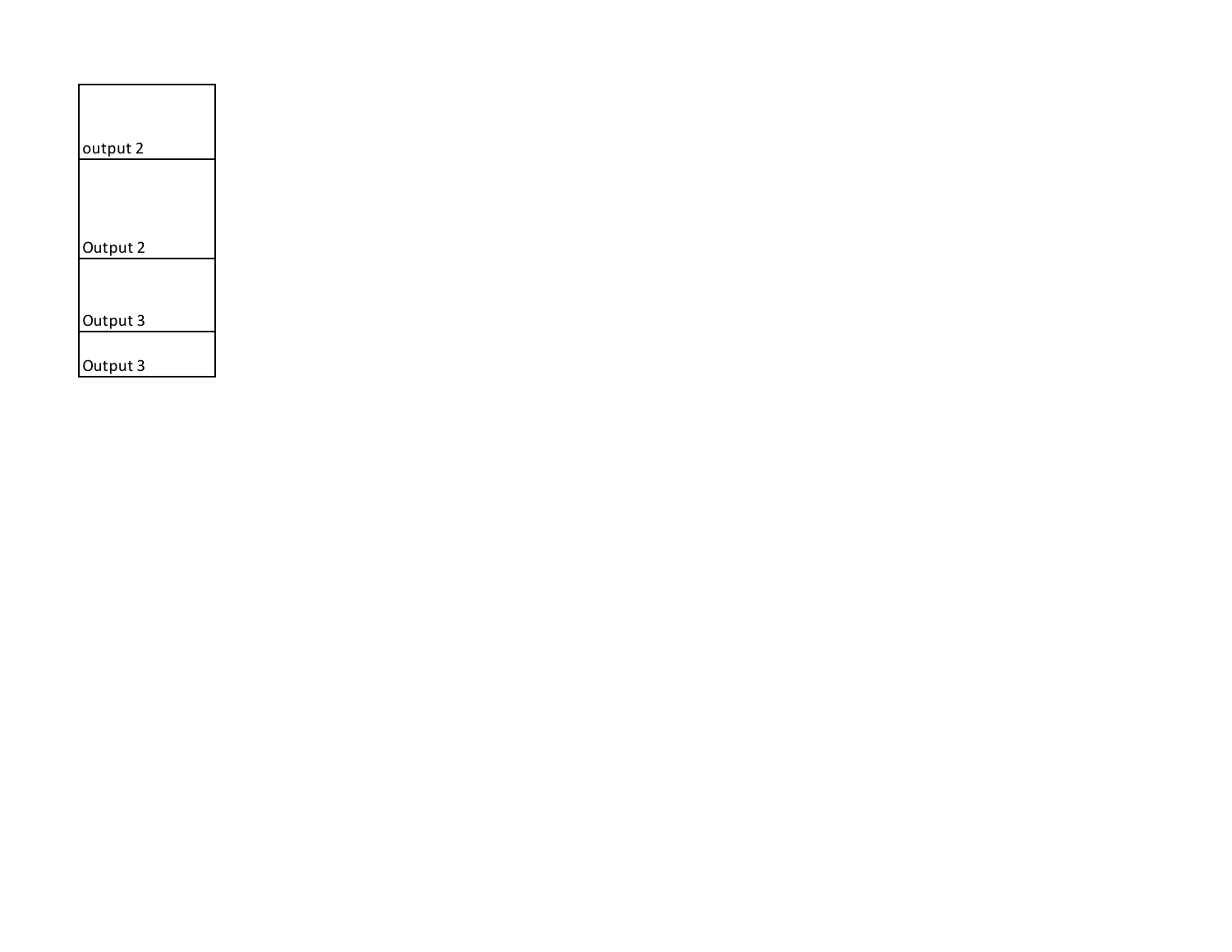| output 2 |
| --- |
| Output 2 |
| Output 3 |
| Output 3 |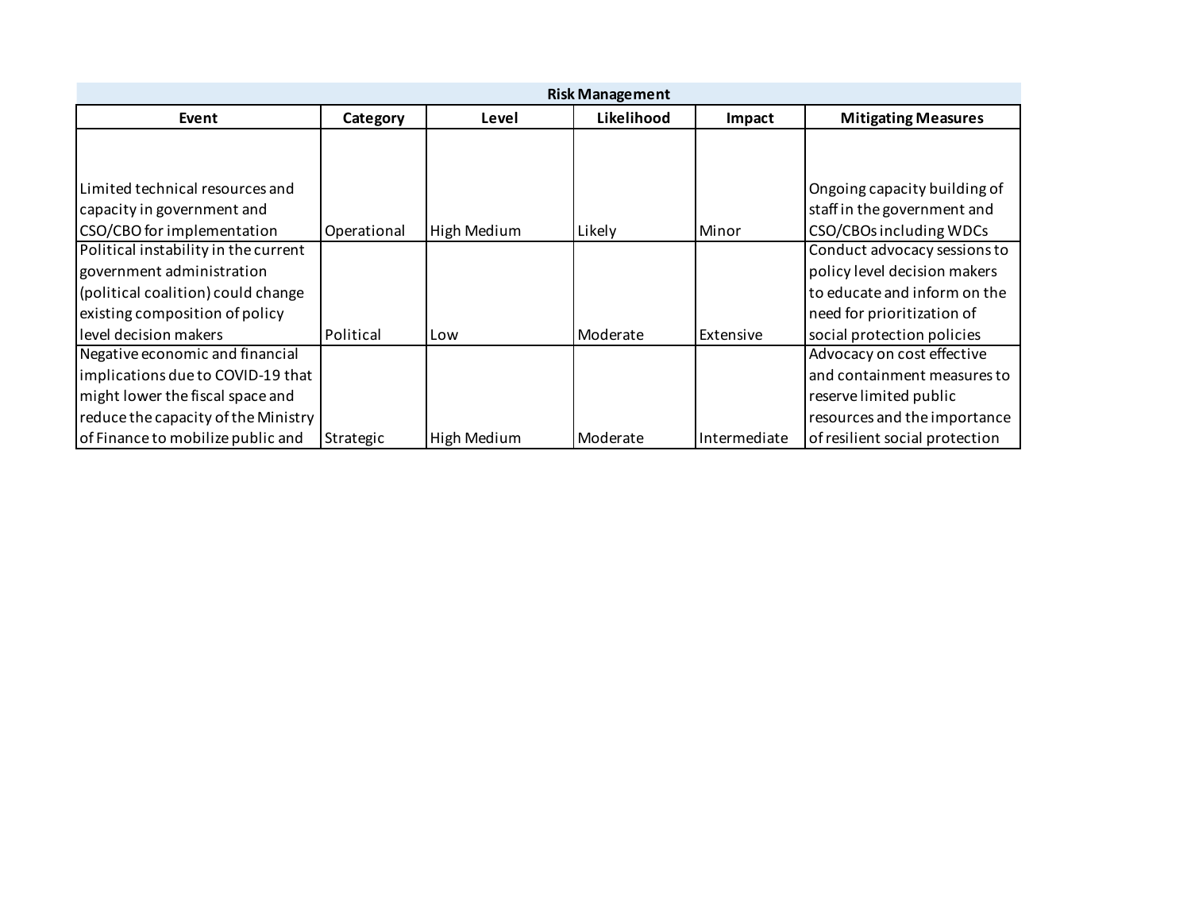| Risk Management | | | | | |
|---|---|---|---|---|---|
| **Event** | **Category** | **Level** | **Likelihood** | **Impact** | **Mitigating Measures** |
| Limited technical resources and capacity in government and CSO/CBO for implementation | Operational | High Medium | Likely | Minor | Ongoing capacity building of staff in the government and CSO/CBOs including WDCs |
| Political instability in the current government administration (political coalition) could change existing composition of policy level decision makers | Political | Low | Moderate | Extensive | Conduct advocacy sessions to policy level decision makers to educate and inform on the need for prioritization of social protection policies |
| Negative economic and financial implications due to COVID-19 that might lower the fiscal space and reduce the capacity of the Ministry of Finance to mobilize public and | Strategic | High Medium | Moderate | Intermediate | Advocacy on cost effective and containment measures to reserve limited public resources and the importance of resilient social protection |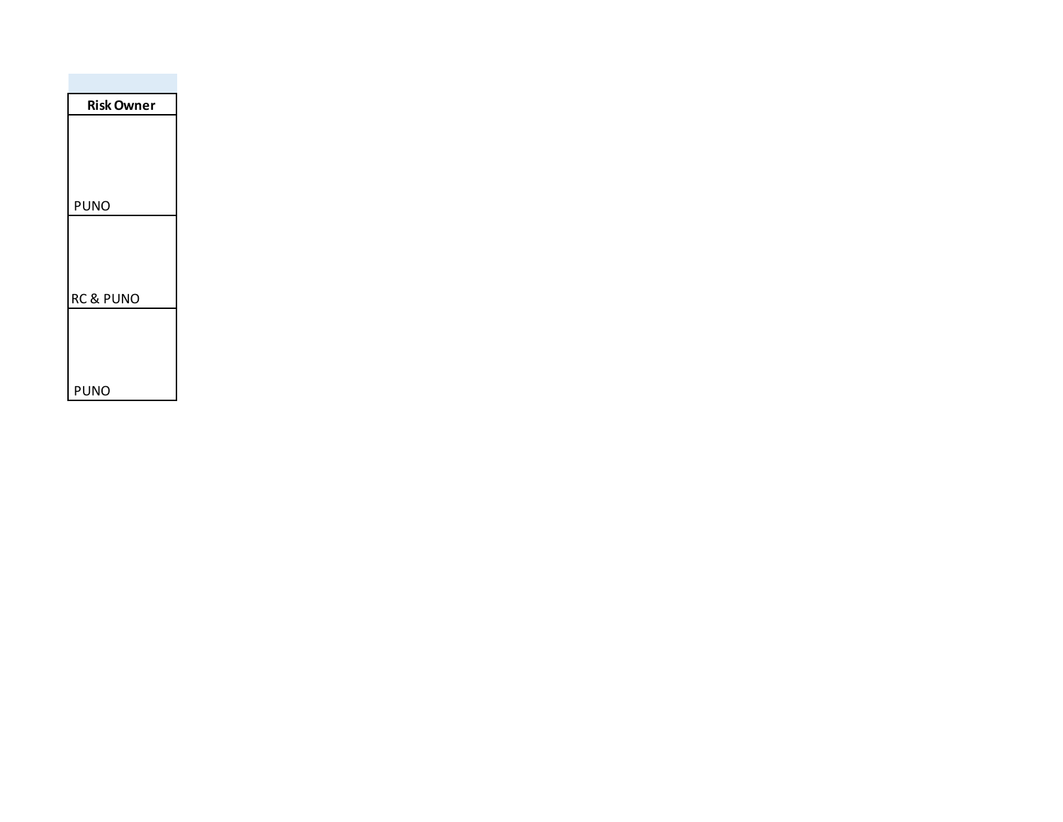| Risk Owner |
| --- |
| PUNO |
| RC & PUNO |
| PUNO |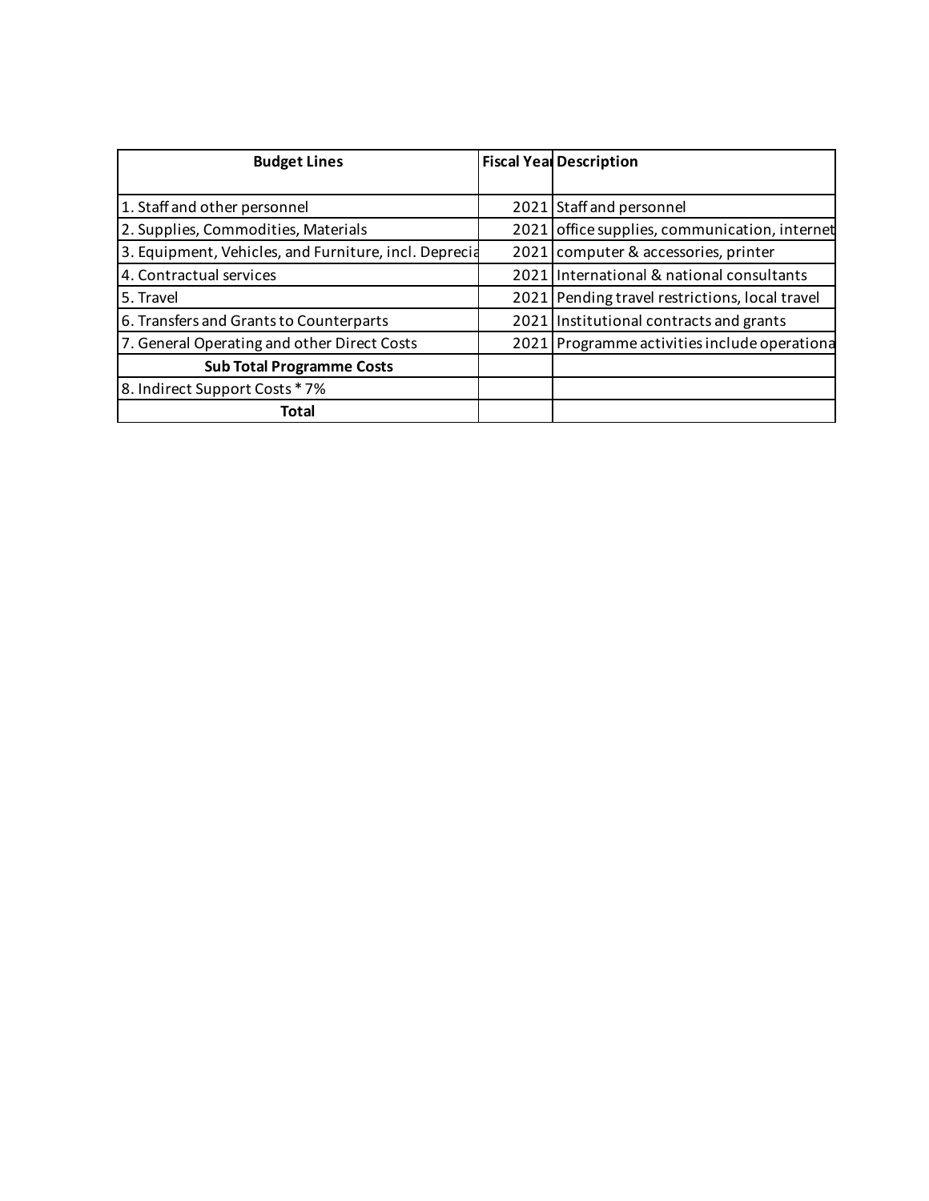| Budget Lines | Fiscal Year | Description |
|---|---|---|
| 1. Staff and other personnel | 2021 | Staff and personnel |
| 2. Supplies, Commodities, Materials | 2021 | office supplies, communication, internet |
| 3. Equipment, Vehicles, and Furniture, incl. Deprecia | 2021 | computer & accessories, printer |
| 4. Contractual services | 2021 | International & national consultants |
| 5. Travel | 2021 | Pending travel restrictions, local travel |
| 6. Transfers and Grants to Counterparts | 2021 | Institutional contracts and grants |
| 7. General Operating and other Direct Costs | 2021 | Programme activities include operationa |
| **Sub Total Programme Costs** | | |
| 8. Indirect Support Costs * 7% | | |
| **Total** | | |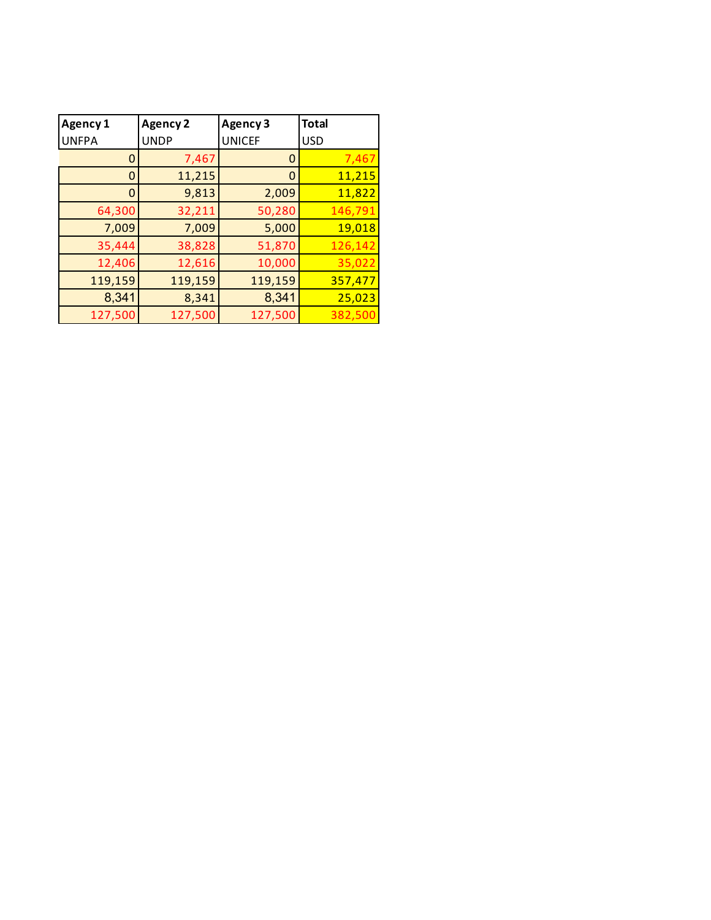| Agency 1<br>UNFPA | Agency 2<br>UNDP | Agency 3<br>UNICEF | Total<br>USD |
|---:|---:|---:|---:|
| 0 | 7,467 | 0 | 7,467 |
| 0 | 11,215 | 0 | 11,215 |
| 0 | 9,813 | 2,009 | 11,822 |
| 64,300 | 32,211 | 50,280 | 146,791 |
| 7,009 | 7,009 | 5,000 | 19,018 |
| 35,444 | 38,828 | 51,870 | 126,142 |
| 12,406 | 12,616 | 10,000 | 35,022 |
| 119,159 | 119,159 | 119,159 | 357,477 |
| 8,341 | 8,341 | 8,341 | 25,023 |
| 127,500 | 127,500 | 127,500 | 382,500 |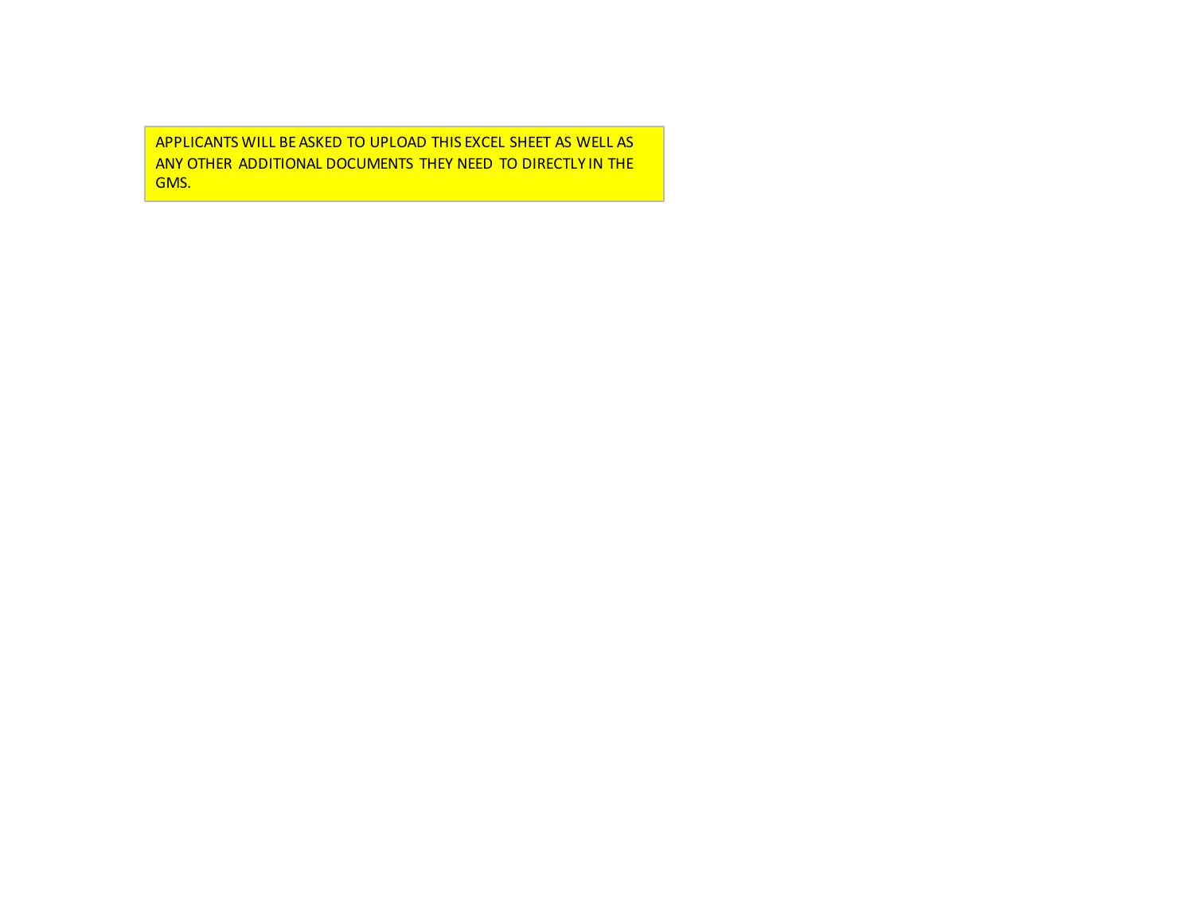APPLICANTS WILL BE ASKED TO UPLOAD THIS EXCEL SHEET AS WELL AS ANY OTHER ADDITIONAL DOCUMENTS THEY NEED TO DIRECTLY IN THE GMS.